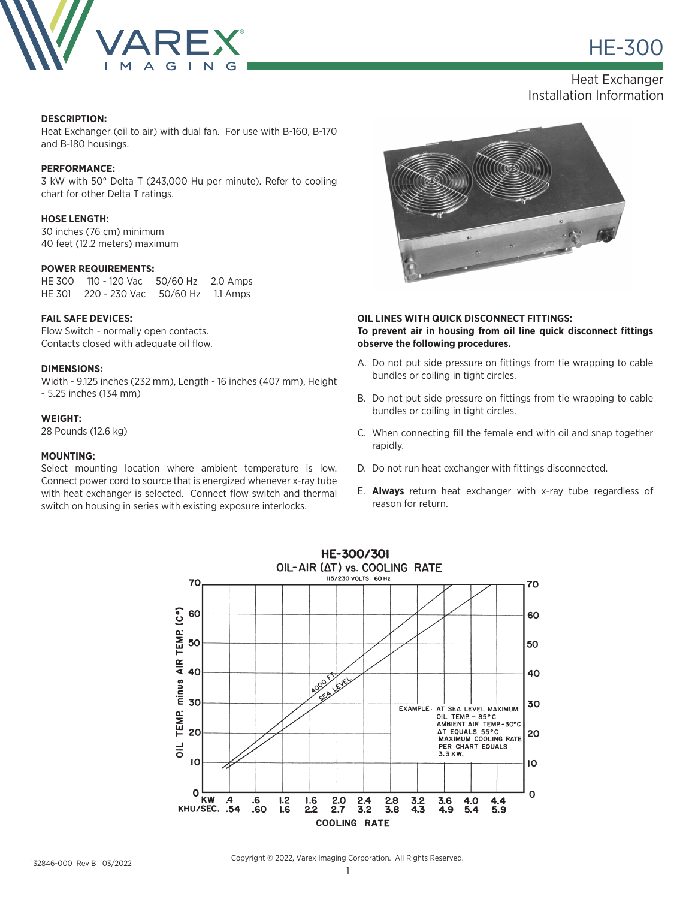# HE-300

## Heat Exchanger Installation Information

**DESCRIPTION:**
Heat Exchanger (oil to air) with dual fan. For use with B-160, B-170 and B-180 housings.

**PERFORMANCE:**
3 kW with 50° Delta T (243,000 Hu per minute). Refer to cooling chart for other Delta T ratings.

**HOSE LENGTH:**
30 inches (76 cm) minimum
40 feet (12.2 meters) maximum

**POWER REQUIREMENTS:**

| | | | |
|---|---|---|---|
| HE 300 | 110 - 120 Vac | 50/60 Hz | 2.0 Amps |
| HE 301 | 220 - 230 Vac | 50/60 Hz | 1.1 Amps |

**FAIL SAFE DEVICES:**
Flow Switch - normally open contacts.
Contacts closed with adequate oil flow.

**DIMENSIONS:**
Width - 9.125 inches (232 mm), Length - 16 inches (407 mm), Height - 5.25 inches (134 mm)

**WEIGHT:**
28 Pounds (12.6 kg)

**MOUNTING:**
Select mounting location where ambient temperature is low. Connect power cord to source that is energized whenever x-ray tube with heat exchanger is selected. Connect flow switch and thermal switch on housing in series with existing exposure interlocks.

**OIL LINES WITH QUICK DISCONNECT FITTINGS:**
**To prevent air in housing from oil line quick disconnect fittings observe the following procedures.**

A. Do not put side pressure on fittings from tie wrapping to cable bundles or coiling in tight circles.

B. Do not put side pressure on fittings from tie wrapping to cable bundles or coiling in tight circles.

C. When connecting fill the female end with oil and snap together rapidly.

D. Do not run heat exchanger with fittings disconnected.

E. **Always** return heat exchanger with x-ray tube regardless of reason for return.

**HE-300/301**
OIL- AIR (ΔT) vs. COOLING RATE
115/230 VOLTS 60 Hz

EXAMPLE: AT SEA LEVEL MAXIMUM OIL TEMP. – 85°C AMBIENT AIR TEMP.-30°C ΔT EQUALS 55°C MAXIMUM COOLING RATE PER CHART EQUALS 3.3 KW.

132846-000 Rev B 03/2022

Copyright © 2022, Varex Imaging Corporation. All Rights Reserved.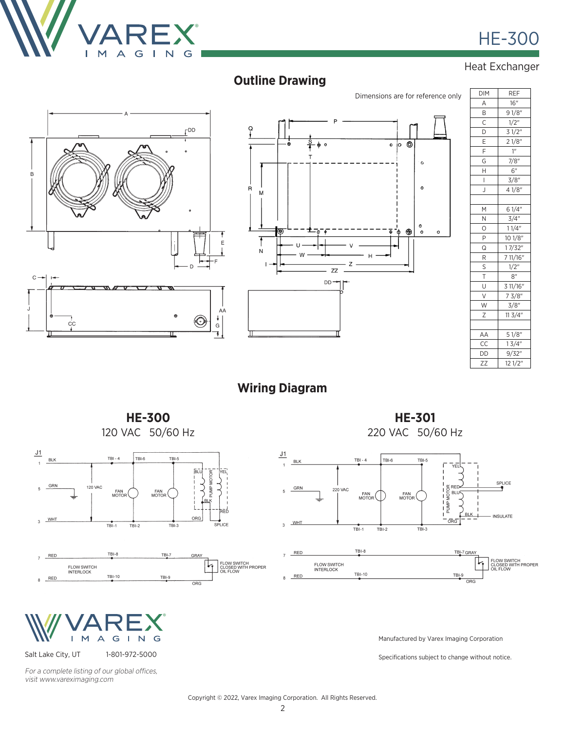## Outline Drawing

Dimensions are for reference only

| DIM | REF |
|---|---|
| A | 16" |
| B | 9 1/8" |
| C | 1/2" |
| D | 3 1/2" |
| E | 2 1/8" |
| F | 1" |
| G | 7/8" |
| H | 6" |
| I | 3/8" |
| J | 4 1/8" |
| | |
| M | 6 1/4" |
| N | 3/4" |
| O | 1 1/4" |
| P | 10 1/8" |
| Q | 1 7/32" |
| R | 7 11/16" |
| S | 1/2" |
| T | 8" |
| U | 3 11/16" |
| V | 7 3/8" |
| W | 3/8" |
| Z | 11 3/4" |
| | |
| AA | 5 1/8" |
| CC | 1 3/4" |
| DD | 9/32" |
| ZZ | 12 1/2" |

## Wiring Diagram

### HE-300

120 VAC 50/60 Hz

### HE-301

220 VAC 50/60 Hz

Salt Lake City, UT 1-801-972-5000

*For a complete listing of our global offices, visit www.vareximaging.com*

Manufactured by Varex Imaging Corporation

Specifications subject to change without notice.

Copyright © 2022, Varex Imaging Corporation. All Rights Reserved.